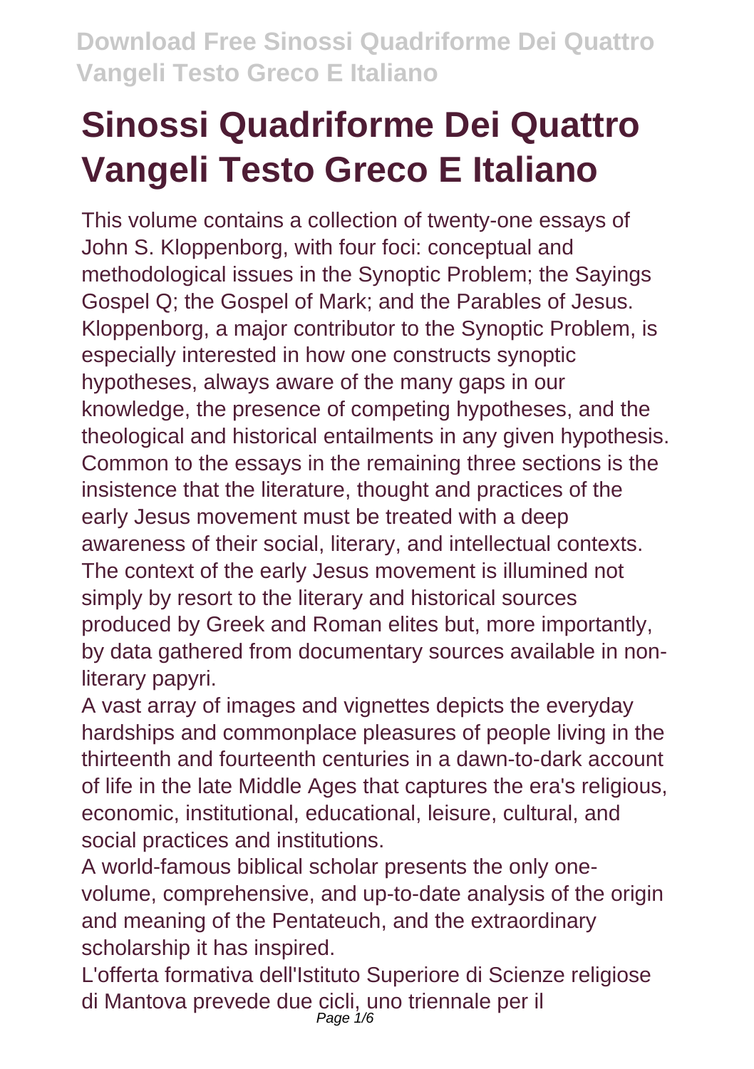# Sinossi Quadriforme Dei Quattro Vangeli Testo Greco E Italiano

This volume contains a collection of twenty-one essays of John S. Kloppenborg, with four foci: conceptual and methodological issues in the Synoptic Problem; the Sayings Gospel Q; the Gospel of Mark; and the Parables of Jesus. Kloppenborg, a major contributor to the Synoptic Problem, is especially interested in how one constructs synoptic hypotheses, always aware of the many gaps in our knowledge, the presence of competing hypotheses, and the theological and historical entailments in any given hypothesis. Common to the essays in the remaining three sections is the insistence that the literature, thought and practices of the early Jesus movement must be treated with a deep awareness of their social, literary, and intellectual contexts. The context of the early Jesus movement is illumined not simply by resort to the literary and historical sources produced by Greek and Roman elites but, more importantly, by data gathered from documentary sources available in non-literary papyri.

A vast array of images and vignettes depicts the everyday hardships and commonplace pleasures of people living in the thirteenth and fourteenth centuries in a dawn-to-dark account of life in the late Middle Ages that captures the era's religious, economic, institutional, educational, leisure, cultural, and social practices and institutions.

A world-famous biblical scholar presents the only one-volume, comprehensive, and up-to-date analysis of the origin and meaning of the Pentateuch, and the extraordinary scholarship it has inspired.

L'offerta formativa dell'Istituto Superiore di Scienze religiose di Mantova prevede due cicli, uno triennale per il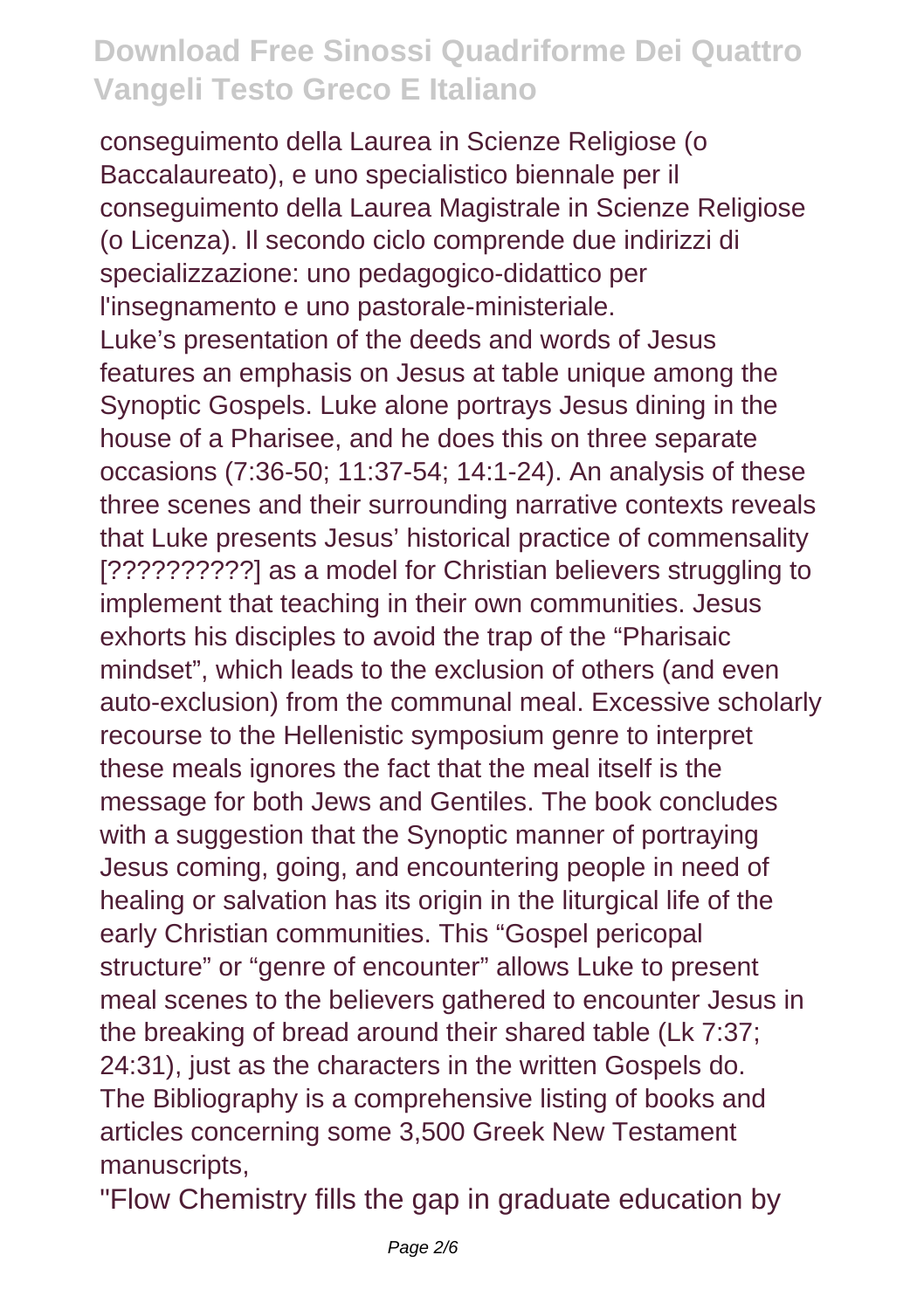conseguimento della Laurea in Scienze Religiose (o Baccalaureato), e uno specialistico biennale per il conseguimento della Laurea Magistrale in Scienze Religiose (o Licenza). Il secondo ciclo comprende due indirizzi di specializzazione: uno pedagogico-didattico per l'insegnamento e uno pastorale-ministeriale.

Luke's presentation of the deeds and words of Jesus features an emphasis on Jesus at table unique among the Synoptic Gospels. Luke alone portrays Jesus dining in the house of a Pharisee, and he does this on three separate occasions (7:36-50; 11:37-54; 14:1-24). An analysis of these three scenes and their surrounding narrative contexts reveals that Luke presents Jesus' historical practice of commensality [??????????] as a model for Christian believers struggling to implement that teaching in their own communities. Jesus exhorts his disciples to avoid the trap of the "Pharisaic mindset", which leads to the exclusion of others (and even auto-exclusion) from the communal meal. Excessive scholarly recourse to the Hellenistic symposium genre to interpret these meals ignores the fact that the meal itself is the message for both Jews and Gentiles. The book concludes with a suggestion that the Synoptic manner of portraying Jesus coming, going, and encountering people in need of healing or salvation has its origin in the liturgical life of the early Christian communities. This "Gospel pericopal structure" or "genre of encounter" allows Luke to present meal scenes to the believers gathered to encounter Jesus in the breaking of bread around their shared table (Lk 7:37; 24:31), just as the characters in the written Gospels do.

The Bibliography is a comprehensive listing of books and articles concerning some 3,500 Greek New Testament manuscripts,

"Flow Chemistry fills the gap in graduate education by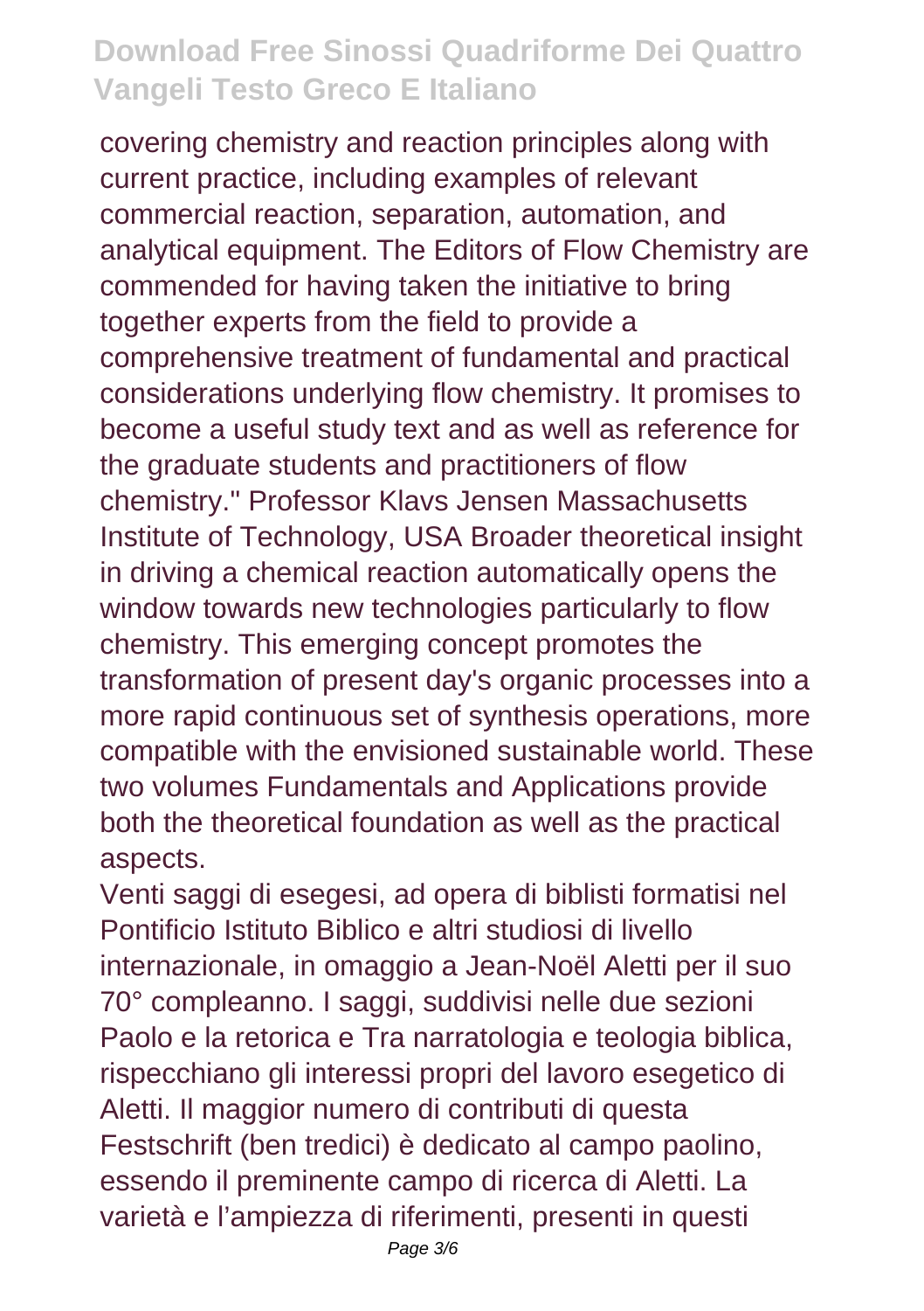covering chemistry and reaction principles along with current practice, including examples of relevant commercial reaction, separation, automation, and analytical equipment. The Editors of Flow Chemistry are commended for having taken the initiative to bring together experts from the field to provide a comprehensive treatment of fundamental and practical considerations underlying flow chemistry. It promises to become a useful study text and as well as reference for the graduate students and practitioners of flow chemistry." Professor Klavs Jensen Massachusetts Institute of Technology, USA Broader theoretical insight in driving a chemical reaction automatically opens the window towards new technologies particularly to flow chemistry. This emerging concept promotes the transformation of present day's organic processes into a more rapid continuous set of synthesis operations, more compatible with the envisioned sustainable world. These two volumes Fundamentals and Applications provide both the theoretical foundation as well as the practical aspects.

Venti saggi di esegesi, ad opera di biblisti formatisi nel Pontificio Istituto Biblico e altri studiosi di livello internazionale, in omaggio a Jean-Noël Aletti per il suo 70° compleanno. I saggi, suddivisi nelle due sezioni Paolo e la retorica e Tra narratologia e teologia biblica, rispecchiano gli interessi propri del lavoro esegetico di Aletti. Il maggior numero di contributi di questa Festschrift (ben tredici) è dedicato al campo paolino, essendo il preminente campo di ricerca di Aletti. La varietà e l'ampiezza di riferimenti, presenti in questi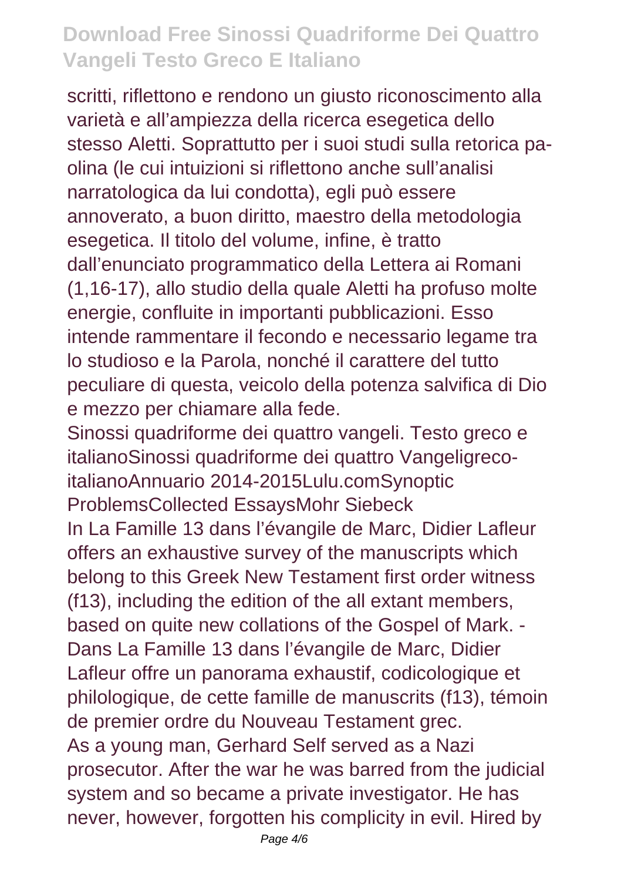scritti, riflettono e rendono un giusto riconoscimento alla varietà e all'ampiezza della ricerca esegetica dello stesso Aletti. Soprattutto per i suoi studi sulla retorica paolina (le cui intuizioni si riflettono anche sull'analisi narratologica da lui condotta), egli può essere annoverato, a buon diritto, maestro della metodologia esegetica. Il titolo del volume, infine, è tratto dall'enunciato programmatico della Lettera ai Romani (1,16-17), allo studio della quale Aletti ha profuso molte energie, confluite in importanti pubblicazioni. Esso intende rammentare il fecondo e necessario legame tra lo studioso e la Parola, nonché il carattere del tutto peculiare di questa, veicolo della potenza salvifica di Dio e mezzo per chiamare alla fede.

Sinossi quadriforme dei quattro vangeli. Testo greco e italianoSinossi quadriforme dei quattro Vangeligreco-italianoAnnuario 2014-2015Lulu.comSynoptic ProblemsCollected EssaysMohr Siebeck

In La Famille 13 dans l'évangile de Marc, Didier Lafleur offers an exhaustive survey of the manuscripts which belong to this Greek New Testament first order witness (f13), including the edition of the all extant members, based on quite new collations of the Gospel of Mark. - Dans La Famille 13 dans l'évangile de Marc, Didier Lafleur offre un panorama exhaustif, codicologique et philologique, de cette famille de manuscrits (f13), témoin de premier ordre du Nouveau Testament grec.

As a young man, Gerhard Self served as a Nazi prosecutor. After the war he was barred from the judicial system and so became a private investigator. He has never, however, forgotten his complicity in evil. Hired by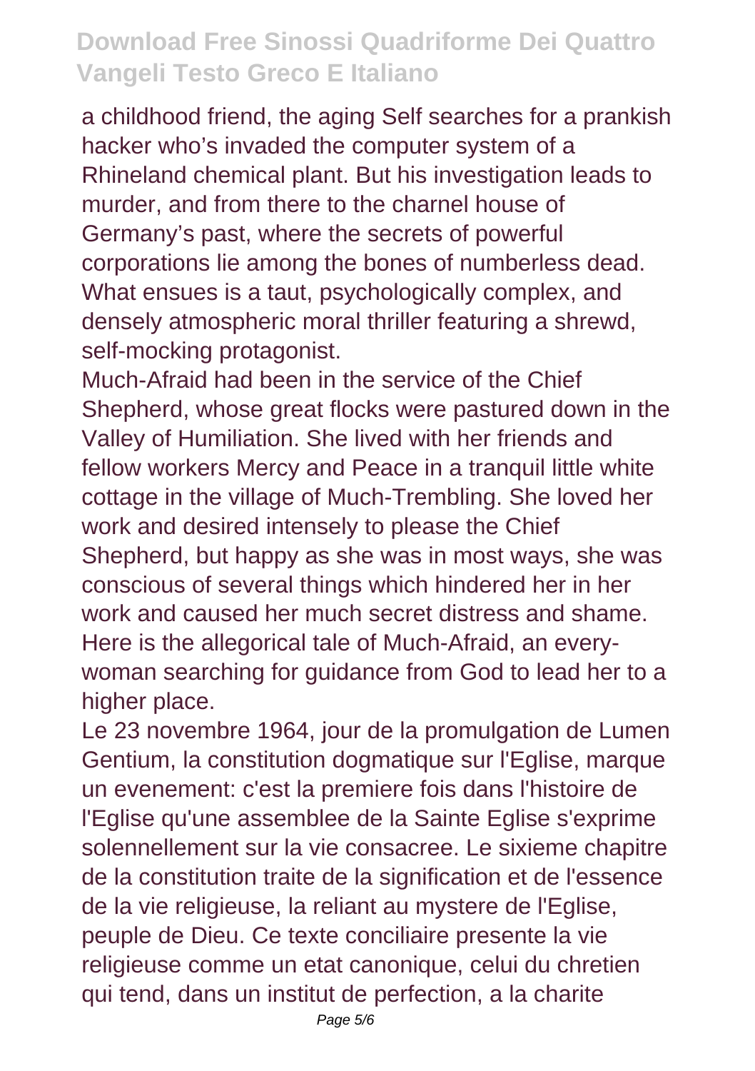a childhood friend, the aging Self searches for a prankish hacker who's invaded the computer system of a Rhineland chemical plant. But his investigation leads to murder, and from there to the charnel house of Germany's past, where the secrets of powerful corporations lie among the bones of numberless dead. What ensues is a taut, psychologically complex, and densely atmospheric moral thriller featuring a shrewd, self-mocking protagonist.

Much-Afraid had been in the service of the Chief Shepherd, whose great flocks were pastured down in the Valley of Humiliation. She lived with her friends and fellow workers Mercy and Peace in a tranquil little white cottage in the village of Much-Trembling. She loved her work and desired intensely to please the Chief Shepherd, but happy as she was in most ways, she was conscious of several things which hindered her in her work and caused her much secret distress and shame. Here is the allegorical tale of Much-Afraid, an every-woman searching for guidance from God to lead her to a higher place.

Le 23 novembre 1964, jour de la promulgation de Lumen Gentium, la constitution dogmatique sur l'Eglise, marque un evenement: c'est la premiere fois dans l'histoire de l'Eglise qu'une assemblee de la Sainte Eglise s'exprime solennellement sur la vie consacree. Le sixieme chapitre de la constitution traite de la signification et de l'essence de la vie religieuse, la reliant au mystere de l'Eglise, peuple de Dieu. Ce texte conciliaire presente la vie religieuse comme un etat canonique, celui du chretien qui tend, dans un institut de perfection, a la charite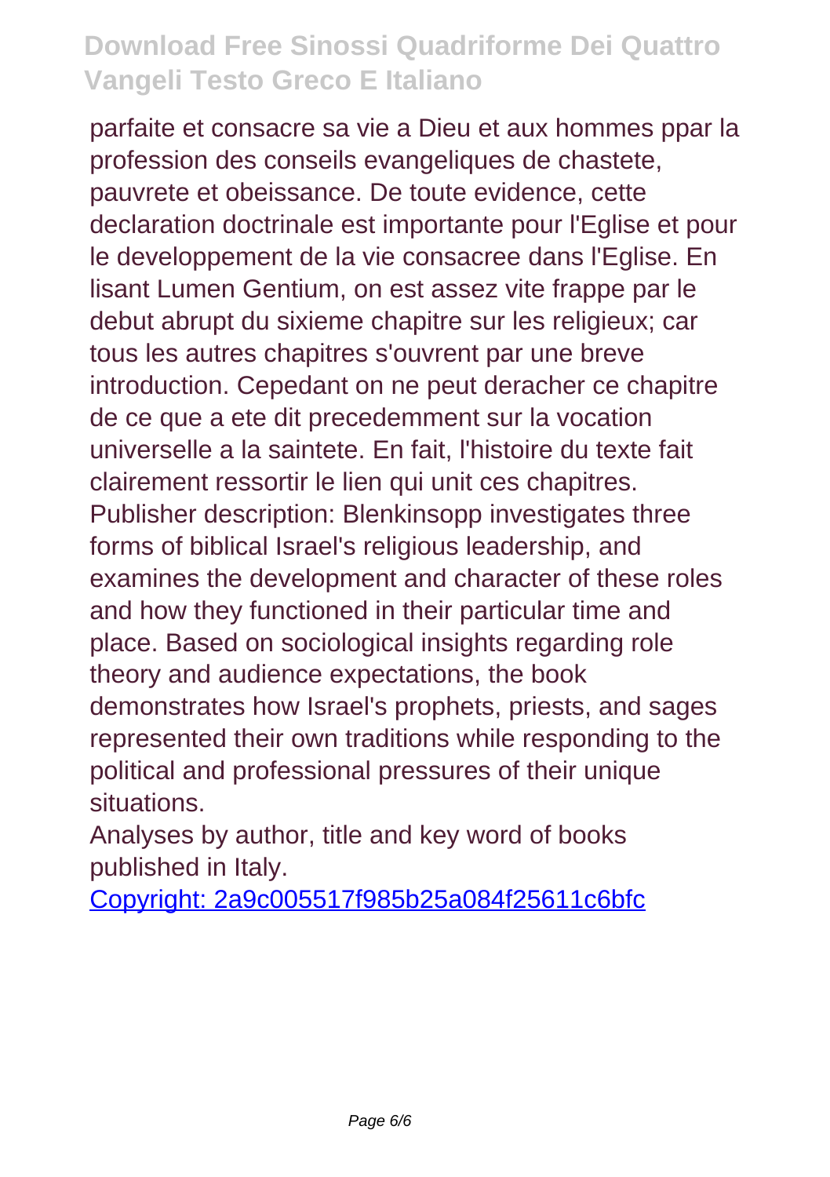parfaite et consacre sa vie a Dieu et aux hommes ppar la profession des conseils evangeliques de chastete, pauvrete et obeissance. De toute evidence, cette declaration doctrinale est importante pour l'Eglise et pour le developpement de la vie consacree dans l'Eglise. En lisant Lumen Gentium, on est assez vite frappe par le debut abrupt du sixieme chapitre sur les religieux; car tous les autres chapitres s'ouvrent par une breve introduction. Cepedant on ne peut deracher ce chapitre de ce que a ete dit precedemment sur la vocation universelle a la saintete. En fait, l'histoire du texte fait clairement ressortir le lien qui unit ces chapitres. Publisher description: Blenkinsopp investigates three forms of biblical Israel's religious leadership, and examines the development and character of these roles and how they functioned in their particular time and place. Based on sociological insights regarding role theory and audience expectations, the book demonstrates how Israel's prophets, priests, and sages represented their own traditions while responding to the political and professional pressures of their unique situations.

Analyses by author, title and key word of books published in Italy.

Copyright: 2a9c005517f985b25a084f25611c6bfc